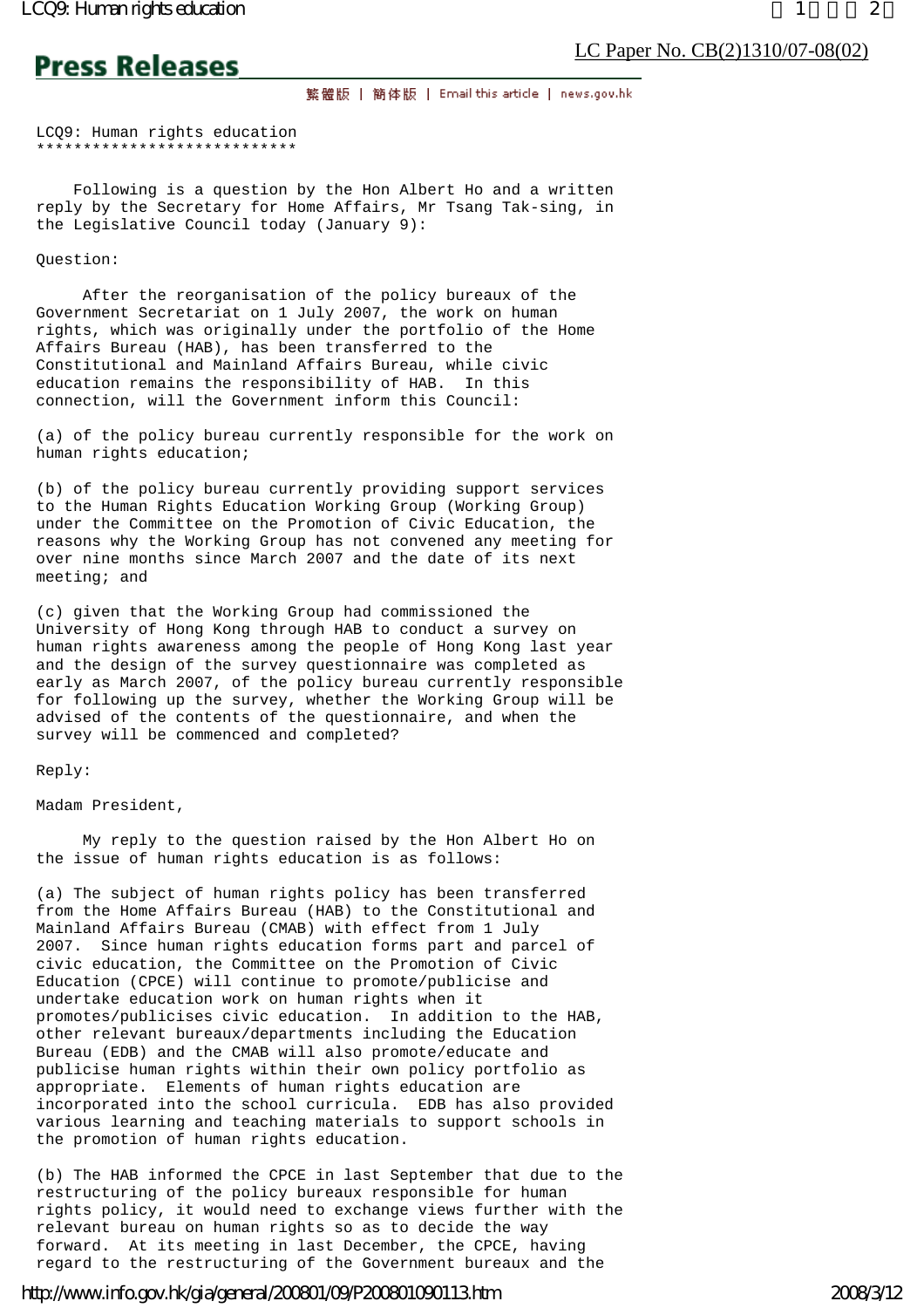LC Paper No. CB(2)1310/07-08(02)

**Press Releases**

繁體版 | 简体版 | Email this article | news.gov.hk

# LCQ9: Human rights education

Following is a question by the Hon Albert Ho and a written reply by the Secretary for Home Affairs, Mr Tsang Tak-sing, in the Legislative Council today (January 9):

Question:

After the reorganisation of the policy bureaux of the Government Secretariat on 1 July 2007, the work on human rights, which was originally under the portfolio of the Home Affairs Bureau (HAB), has been transferred to the Constitutional and Mainland Affairs Bureau, while civic education remains the responsibility of HAB. In this connection, will the Government inform this Council:

(a) of the policy bureau currently responsible for the work on human rights education;

(b) of the policy bureau currently providing support services to the Human Rights Education Working Group (Working Group) under the Committee on the Promotion of Civic Education, the reasons why the Working Group has not convened any meeting for over nine months since March 2007 and the date of its next meeting; and

(c) given that the Working Group had commissioned the University of Hong Kong through HAB to conduct a survey on human rights awareness among the people of Hong Kong last year and the design of the survey questionnaire was completed as early as March 2007, of the policy bureau currently responsible for following up the survey, whether the Working Group will be advised of the contents of the questionnaire, and when the survey will be commenced and completed?

Reply:

Madam President,

My reply to the question raised by the Hon Albert Ho on the issue of human rights education is as follows:

(a) The subject of human rights policy has been transferred from the Home Affairs Bureau (HAB) to the Constitutional and Mainland Affairs Bureau (CMAB) with effect from 1 July 2007. Since human rights education forms part and parcel of civic education, the Committee on the Promotion of Civic Education (CPCE) will continue to promote/publicise and undertake education work on human rights when it promotes/publicises civic education. In addition to the HAB, other relevant bureaux/departments including the Education Bureau (EDB) and the CMAB will also promote/educate and publicise human rights within their own policy portfolio as appropriate. Elements of human rights education are incorporated into the school curricula. EDB has also provided various learning and teaching materials to support schools in the promotion of human rights education.

(b) The HAB informed the CPCE in last September that due to the restructuring of the policy bureaux responsible for human rights policy, it would need to exchange views further with the relevant bureau on human rights so as to decide the way forward. At its meeting in last December, the CPCE, having regard to the restructuring of the Government bureaux and the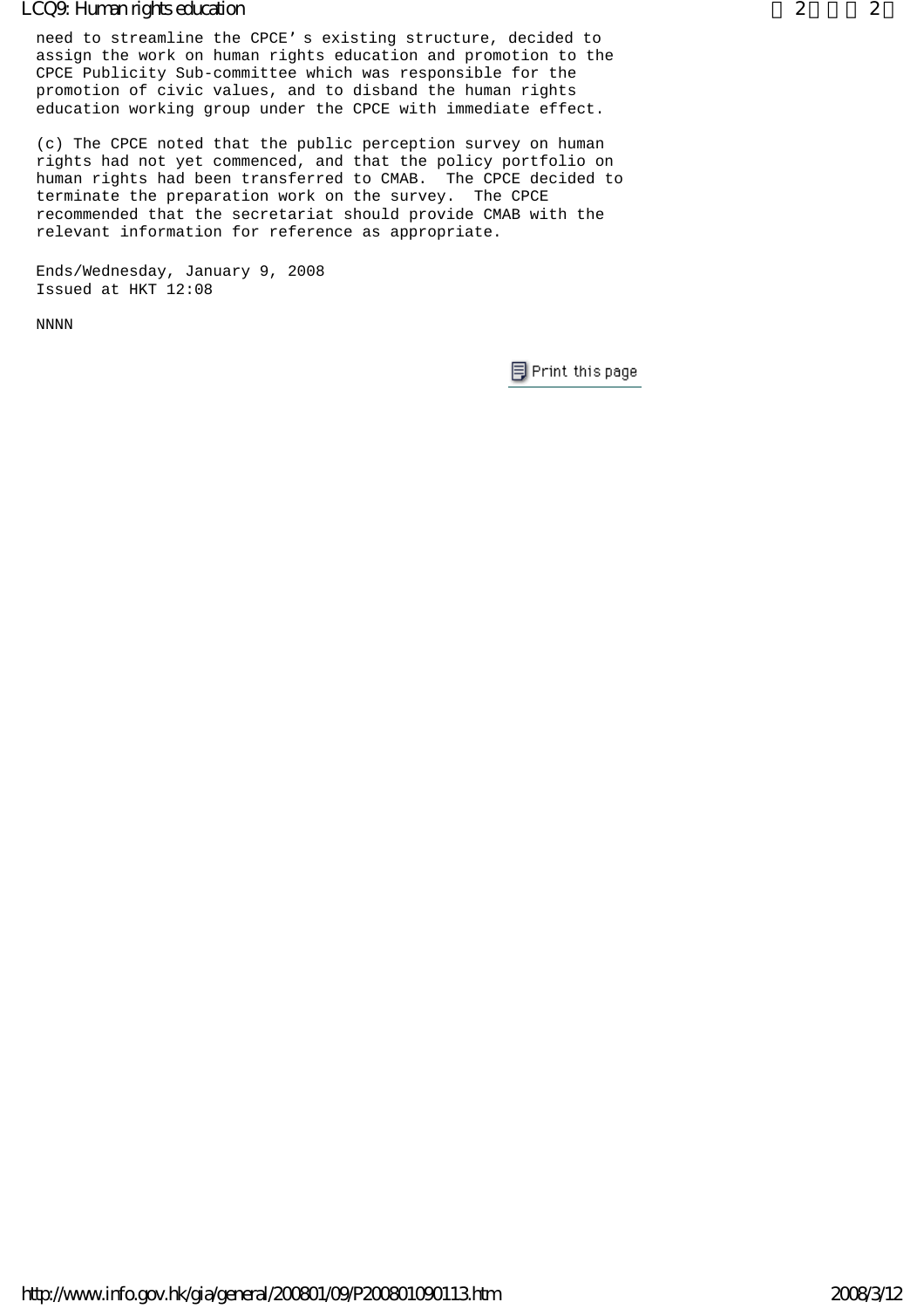need to streamline the CPCE's existing structure, decided to assign the work on human rights education and promotion to the CPCE Publicity Sub-committee which was responsible for the promotion of civic values, and to disband the human rights education working group under the CPCE with immediate effect.

(c) The CPCE noted that the public perception survey on human rights had not yet commenced, and that the policy portfolio on human rights had been transferred to CMAB. The CPCE decided to terminate the preparation work on the survey. The CPCE recommended that the secretariat should provide CMAB with the relevant information for reference as appropriate.

Ends/Wednesday, January 9, 2008
Issued at HKT 12:08

NNNN